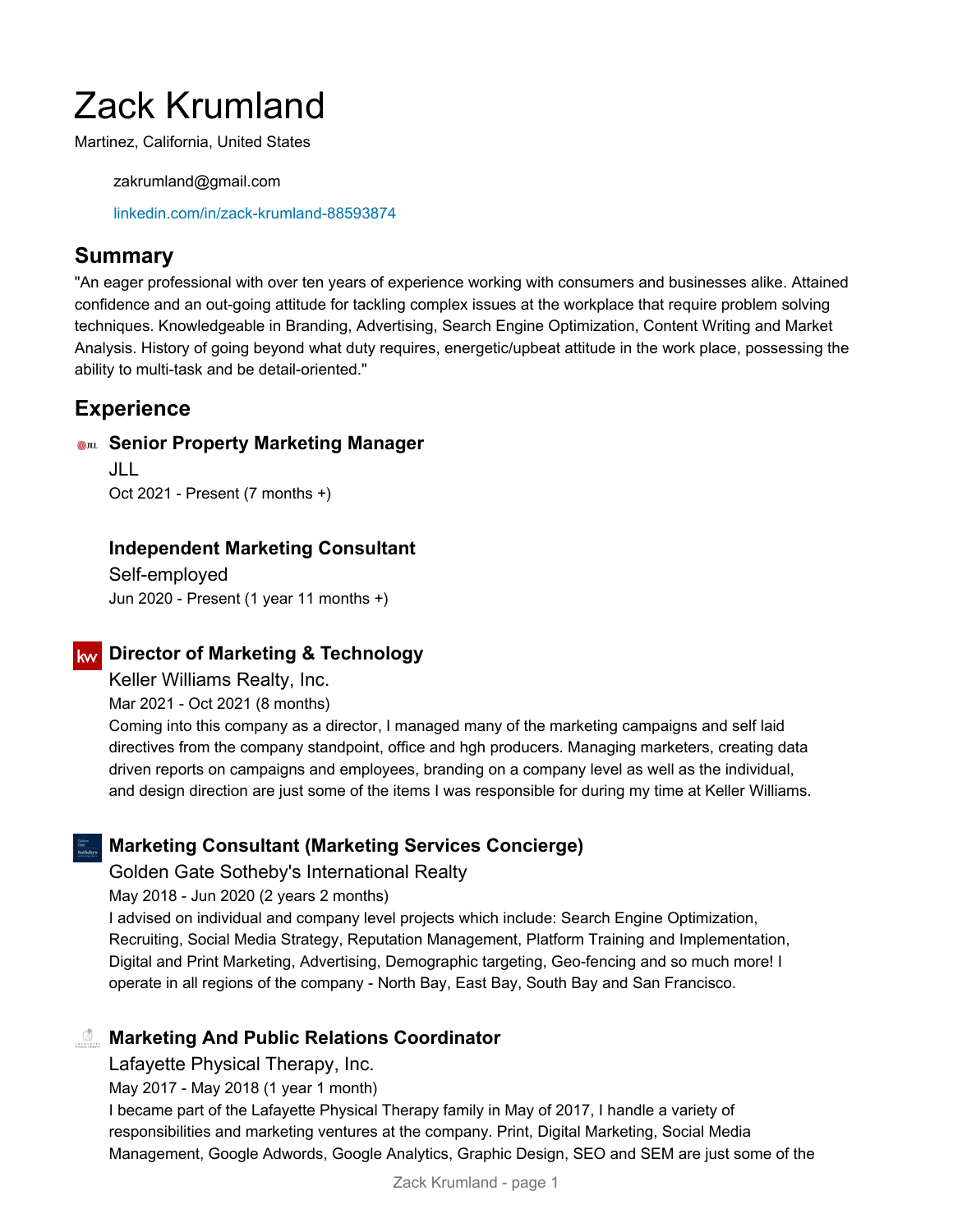# Zack Krumland

Martinez, California, United States

zakrumland@gmail.com

linkedin.com/in/zack-krumland-88593874

## Summary

"An eager professional with over ten years of experience working with consumers and businesses alike. Attained confidence and an out-going attitude for tackling complex issues at the workplace that require problem solving techniques. Knowledgeable in Branding, Advertising, Search Engine Optimization, Content Writing and Market Analysis. History of going beyond what duty requires, energetic/upbeat attitude in the work place, possessing the ability to multi-task and be detail-oriented."

## Experience

### Senior Property Marketing Manager

JLL

Oct 2021 - Present (7 months +)

### Independent Marketing Consultant

Self-employed

Jun 2020 - Present (1 year 11 months +)

### Director of Marketing & Technology

Keller Williams Realty, Inc.

Mar 2021 - Oct 2021 (8 months)

Coming into this company as a director, I managed many of the marketing campaigns and self laid directives from the company standpoint, office and hgh producers. Managing marketers, creating data driven reports on campaigns and employees, branding on a company level as well as the individual, and design direction are just some of the items I was responsible for during my time at Keller Williams.

### Marketing Consultant (Marketing Services Concierge)

Golden Gate Sotheby's International Realty

May 2018 - Jun 2020 (2 years 2 months)

I advised on individual and company level projects which include: Search Engine Optimization, Recruiting, Social Media Strategy, Reputation Management, Platform Training and Implementation, Digital and Print Marketing, Advertising, Demographic targeting, Geo-fencing and so much more! I operate in all regions of the company - North Bay, East Bay, South Bay and San Francisco.

### Marketing And Public Relations Coordinator

Lafayette Physical Therapy, Inc.

May 2017 - May 2018 (1 year 1 month)

I became part of the Lafayette Physical Therapy family in May of 2017, I handle a variety of responsibilities and marketing ventures at the company. Print, Digital Marketing, Social Media Management, Google Adwords, Google Analytics, Graphic Design, SEO and SEM are just some of the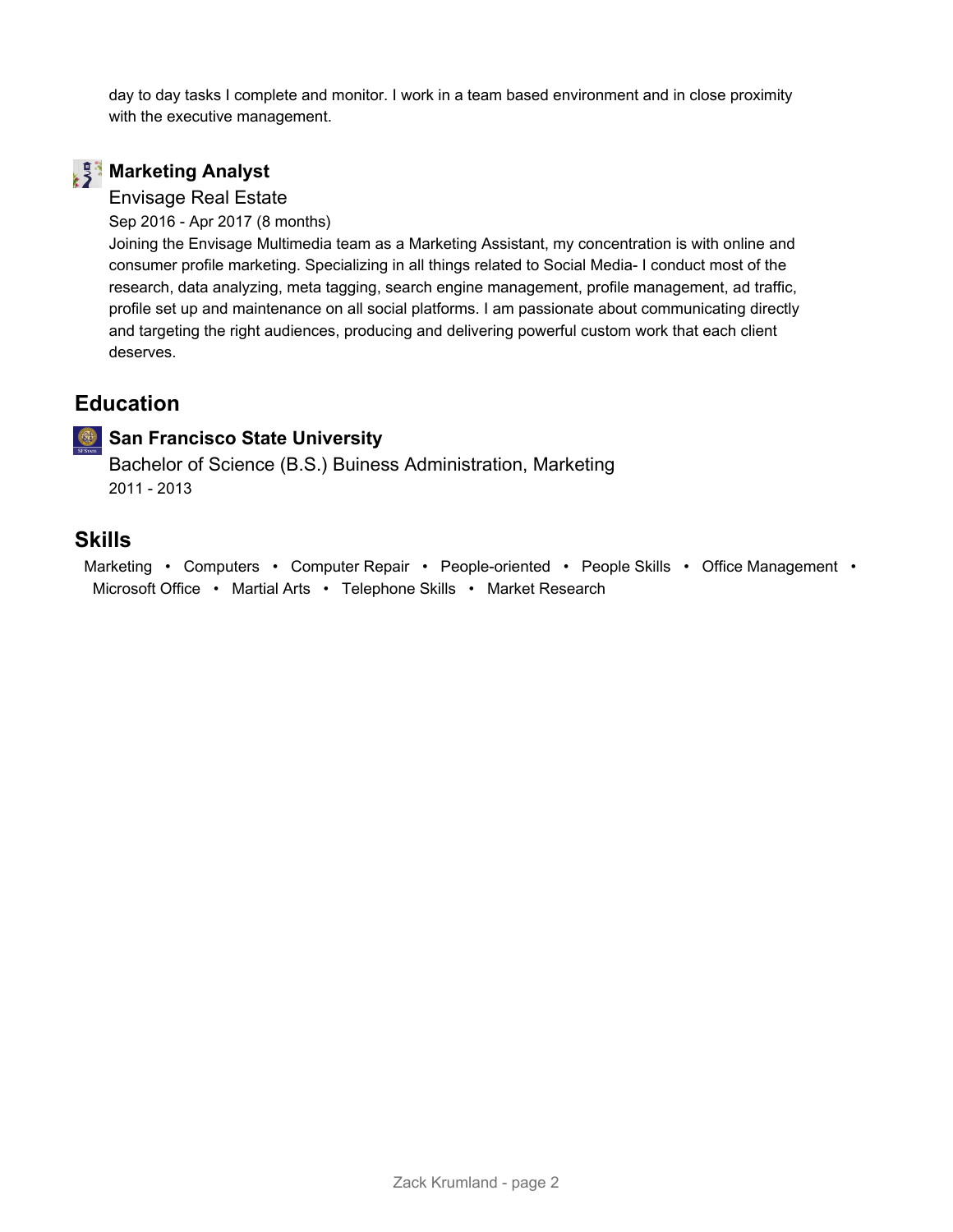day to day tasks I complete and monitor. I work in a team based environment and in close proximity with the executive management.

### Marketing Analyst

Envisage Real Estate

Sep 2016 - Apr 2017 (8 months)

Joining the Envisage Multimedia team as a Marketing Assistant, my concentration is with online and consumer profile marketing. Specializing in all things related to Social Media- I conduct most of the research, data analyzing, meta tagging, search engine management, profile management, ad traffic, profile set up and maintenance on all social platforms. I am passionate about communicating directly and targeting the right audiences, producing and delivering powerful custom work that each client deserves.

## Education

### San Francisco State University

Bachelor of Science (B.S.) Buiness Administration, Marketing

2011 - 2013

## Skills

Marketing • Computers • Computer Repair • People-oriented • People Skills • Office Management • Microsoft Office • Martial Arts • Telephone Skills • Market Research